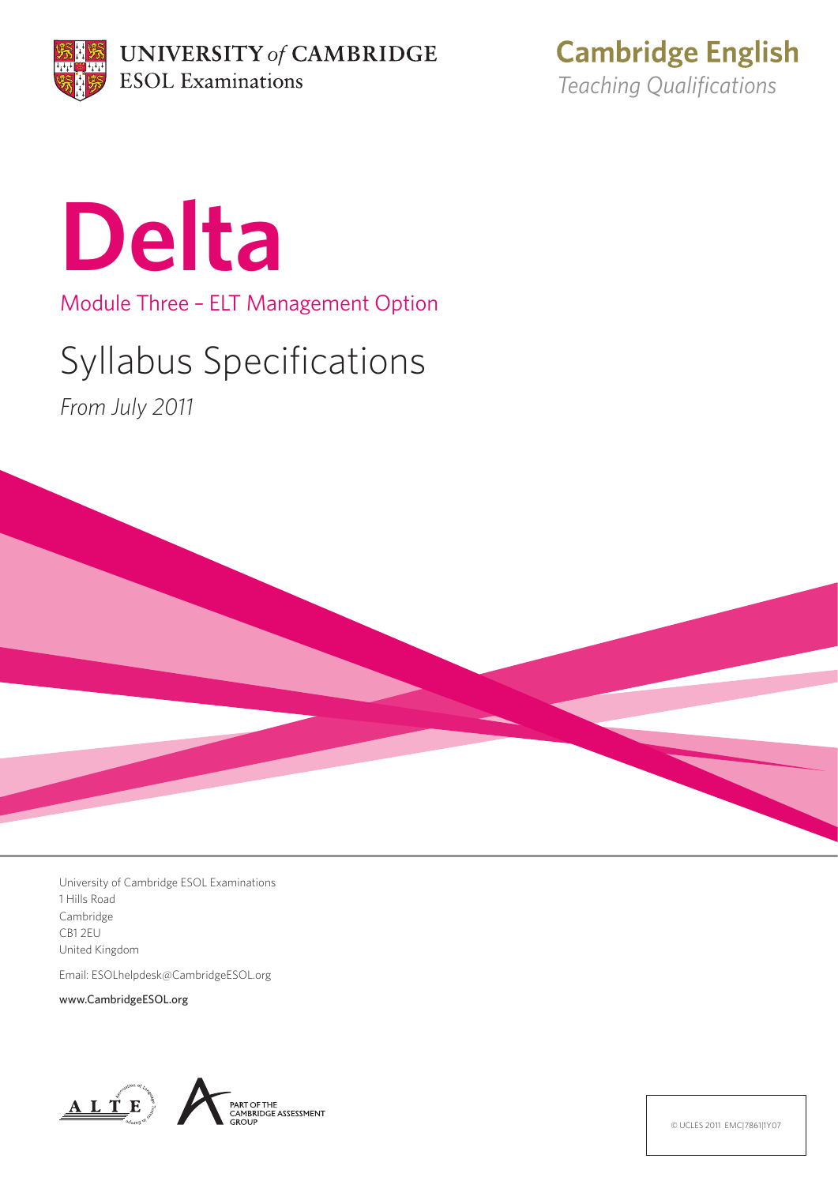UNIVERSITY *of* CAMBRIDGE
ESOL Examinations

**Cambridge English**
*Teaching Qualifications*

# Delta

Module Three – ELT Management Option

## Syllabus Specifications

*From July 2011*

University of Cambridge ESOL Examinations
1 Hills Road
Cambridge
CB1 2EU
United Kingdom

Email: ESOLhelpdesk@CambridgeESOL.org

www.CambridgeESOL.org

PART OF THE CAMBRIDGE ASSESSMENT GROUP

© UCLES 2011 EMC|7861|1Y07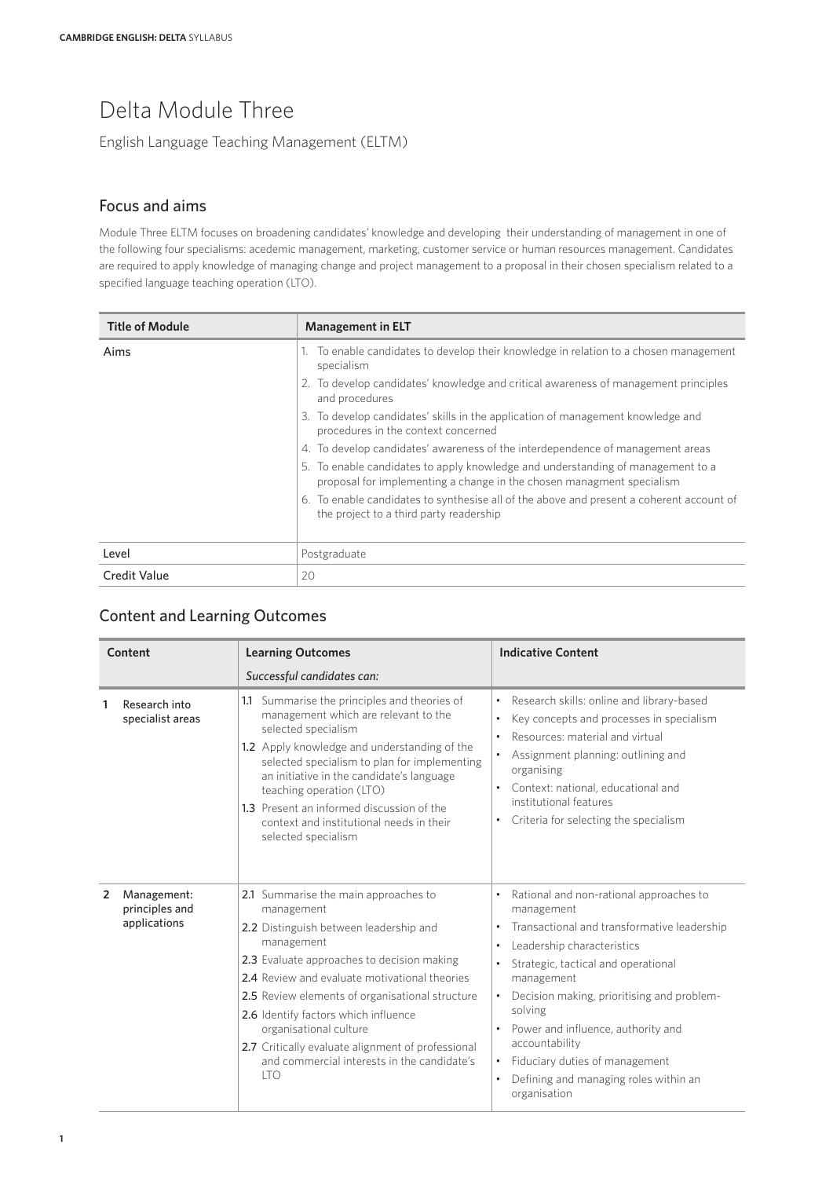# Delta Module Three

English Language Teaching Management (ELTM)

## Focus and aims

Module Three ELTM focuses on broadening candidates' knowledge and developing their understanding of management in one of the following four specialisms: acedemic management, marketing, customer service or human resources management. Candidates are required to apply knowledge of managing change and project management to a proposal in their chosen specialism related to a specified language teaching operation (LTO).

| Title of Module | Management in ELT |
|---|---|
| Aims | 1. To enable candidates to develop their knowledge in relation to a chosen management specialism<br>2. To develop candidates' knowledge and critical awareness of management principles and procedures<br>3. To develop candidates' skills in the application of management knowledge and procedures in the context concerned<br>4. To develop candidates' awareness of the interdependence of management areas<br>5. To enable candidates to apply knowledge and understanding of management to a proposal for implementing a change in the chosen managment specialism<br>6. To enable candidates to synthesise all of the above and present a coherent account of the project to a third party readership |
| Level | Postgraduate |
| Credit Value | 20 |

## Content and Learning Outcomes

| Content | Learning Outcomes<br>*Successful candidates can:* | Indicative Content |
|---|---|---|
| **1** Research into specialist areas | **1.1** Summarise the principles and theories of management which are relevant to the selected specialism<br>**1.2** Apply knowledge and understanding of the selected specialism to plan for implementing an initiative in the candidate's language teaching operation (LTO)<br>**1.3** Present an informed discussion of the context and institutional needs in their selected specialism | • Research skills: online and library-based<br>• Key concepts and processes in specialism<br>• Resources: material and virtual<br>• Assignment planning: outlining and organising<br>• Context: national, educational and institutional features<br>• Criteria for selecting the specialism |
| **2** Management: principles and applications | **2.1** Summarise the main approaches to management<br>**2.2** Distinguish between leadership and management<br>**2.3** Evaluate approaches to decision making<br>**2.4** Review and evaluate motivational theories<br>**2.5** Review elements of organisational structure<br>**2.6** Identify factors which influence organisational culture<br>**2.7** Critically evaluate alignment of professional and commercial interests in the candidate's LTO | • Rational and non-rational approaches to management<br>• Transactional and transformative leadership<br>• Leadership characteristics<br>• Strategic, tactical and operational management<br>• Decision making, prioritising and problem-solving<br>• Power and influence, authority and accountability<br>• Fiduciary duties of management<br>• Defining and managing roles within an organisation |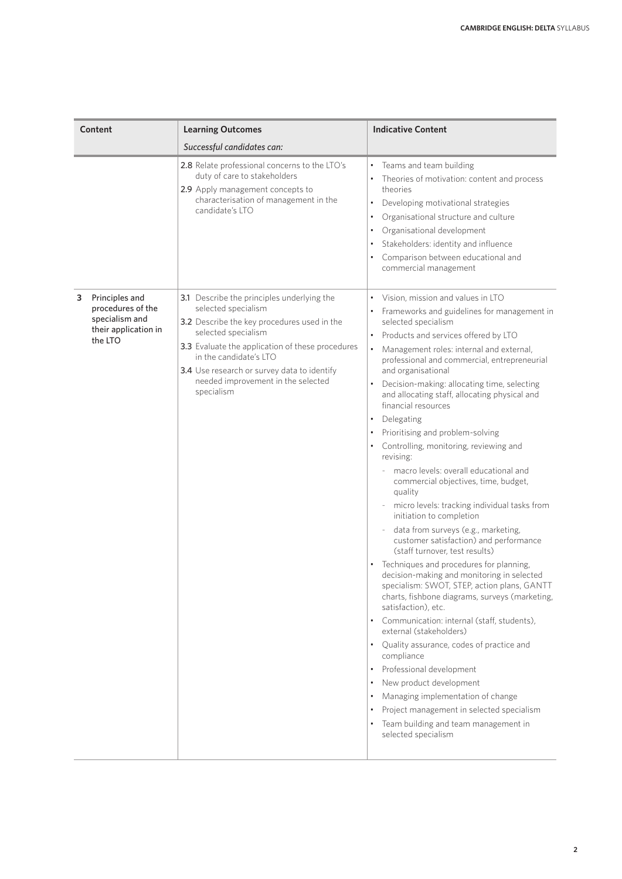| Content | Learning Outcomes<br>*Successful candidates can:* | Indicative Content |
|---|---|---|
| | **2.8** Relate professional concerns to the LTO's duty of care to stakeholders<br>**2.9** Apply management concepts to characterisation of management in the candidate's LTO | • Teams and team building<br>• Theories of motivation: content and process theories<br>• Developing motivational strategies<br>• Organisational structure and culture<br>• Organisational development<br>• Stakeholders: identity and influence<br>• Comparison between educational and commercial management |
| **3** Principles and procedures of the specialism and their application in the LTO | **3.1** Describe the principles underlying the selected specialism<br>**3.2** Describe the key procedures used in the selected specialism<br>**3.3** Evaluate the application of these procedures in the candidate's LTO<br>**3.4** Use research or survey data to identify needed improvement in the selected specialism | • Vision, mission and values in LTO<br>• Frameworks and guidelines for management in selected specialism<br>• Products and services offered by LTO<br>• Management roles: internal and external, professional and commercial, entrepreneurial and organisational<br>• Decision-making: allocating time, selecting and allocating staff, allocating physical and financial resources<br>• Delegating<br>• Prioritising and problem-solving<br>• Controlling, monitoring, reviewing and revising:<br>  - macro levels: overall educational and commercial objectives, time, budget, quality<br>  - micro levels: tracking individual tasks from initiation to completion<br>  - data from surveys (e.g., marketing, customer satisfaction) and performance (staff turnover, test results)<br>• Techniques and procedures for planning, decision-making and monitoring in selected specialism: SWOT, STEP, action plans, GANTT charts, fishbone diagrams, surveys (marketing, satisfaction), etc.<br>• Communication: internal (staff, students), external (stakeholders)<br>• Quality assurance, codes of practice and compliance<br>• Professional development<br>• New product development<br>• Managing implementation of change<br>• Project management in selected specialism<br>• Team building and team management in selected specialism |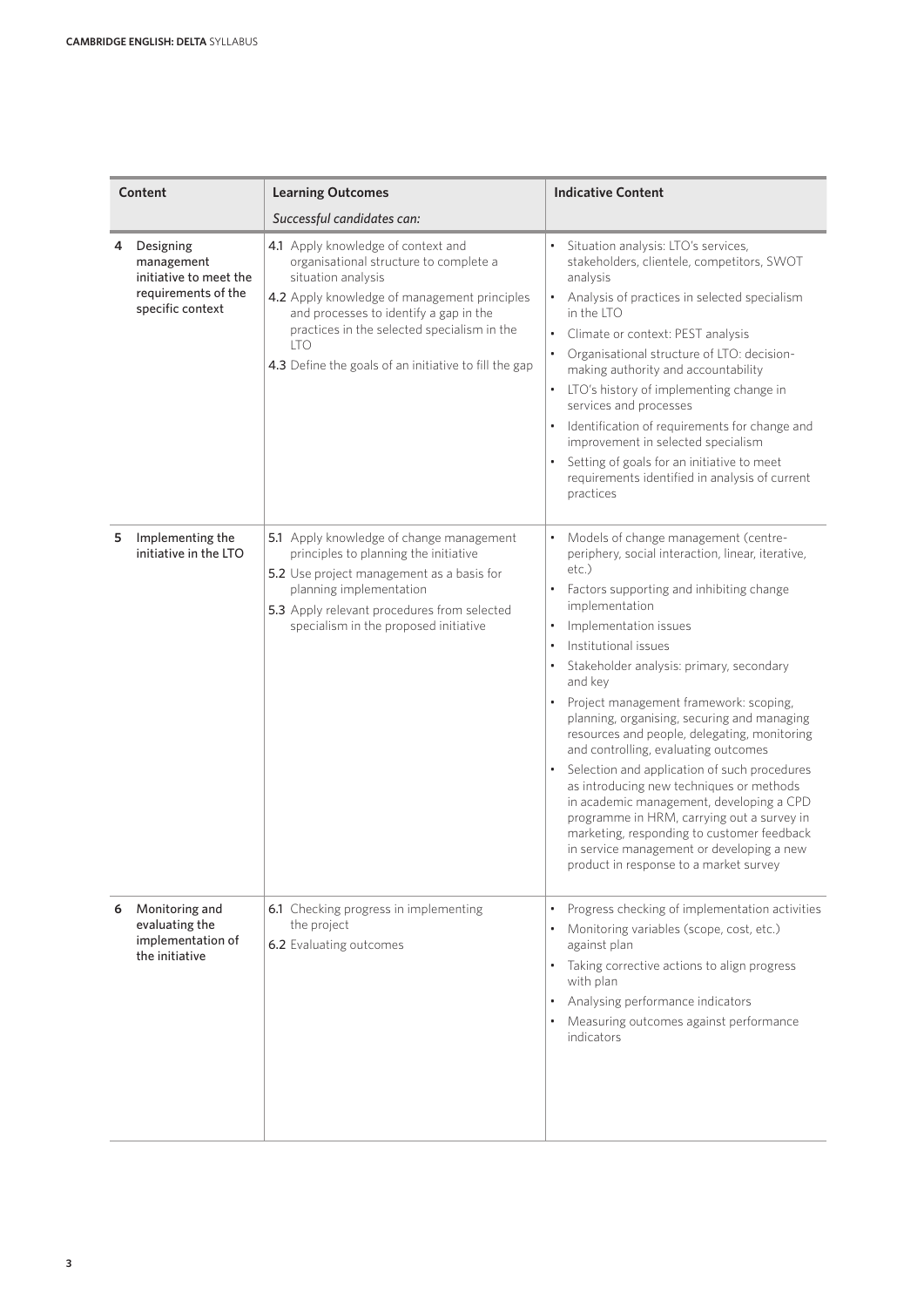| Content | Learning Outcomes<br>*Successful candidates can:* | Indicative Content |
|---|---|---|
| **4** Designing management initiative to meet the requirements of the specific context | **4.1** Apply knowledge of context and organisational structure to complete a situation analysis<br>**4.2** Apply knowledge of management principles and processes to identify a gap in the practices in the selected specialism in the LTO<br>**4.3** Define the goals of an initiative to fill the gap | • Situation analysis: LTO's services, stakeholders, clientele, competitors, SWOT analysis<br>• Analysis of practices in selected specialism in the LTO<br>• Climate or context: PEST analysis<br>• Organisational structure of LTO: decision-making authority and accountability<br>• LTO's history of implementing change in services and processes<br>• Identification of requirements for change and improvement in selected specialism<br>• Setting of goals for an initiative to meet requirements identified in analysis of current practices |
| **5** Implementing the initiative in the LTO | **5.1** Apply knowledge of change management principles to planning the initiative<br>**5.2** Use project management as a basis for planning implementation<br>**5.3** Apply relevant procedures from selected specialism in the proposed initiative | • Models of change management (centre-periphery, social interaction, linear, iterative, etc.)<br>• Factors supporting and inhibiting change implementation<br>• Implementation issues<br>• Institutional issues<br>• Stakeholder analysis: primary, secondary and key<br>• Project management framework: scoping, planning, organising, securing and managing resources and people, delegating, monitoring and controlling, evaluating outcomes<br>• Selection and application of such procedures as introducing new techniques or methods in academic management, developing a CPD programme in HRM, carrying out a survey in marketing, responding to customer feedback in service management or developing a new product in response to a market survey |
| **6** Monitoring and evaluating the implementation of the initiative | **6.1** Checking progress in implementing the project<br>**6.2** Evaluating outcomes | • Progress checking of implementation activities<br>• Monitoring variables (scope, cost, etc.) against plan<br>• Taking corrective actions to align progress with plan<br>• Analysing performance indicators<br>• Measuring outcomes against performance indicators |